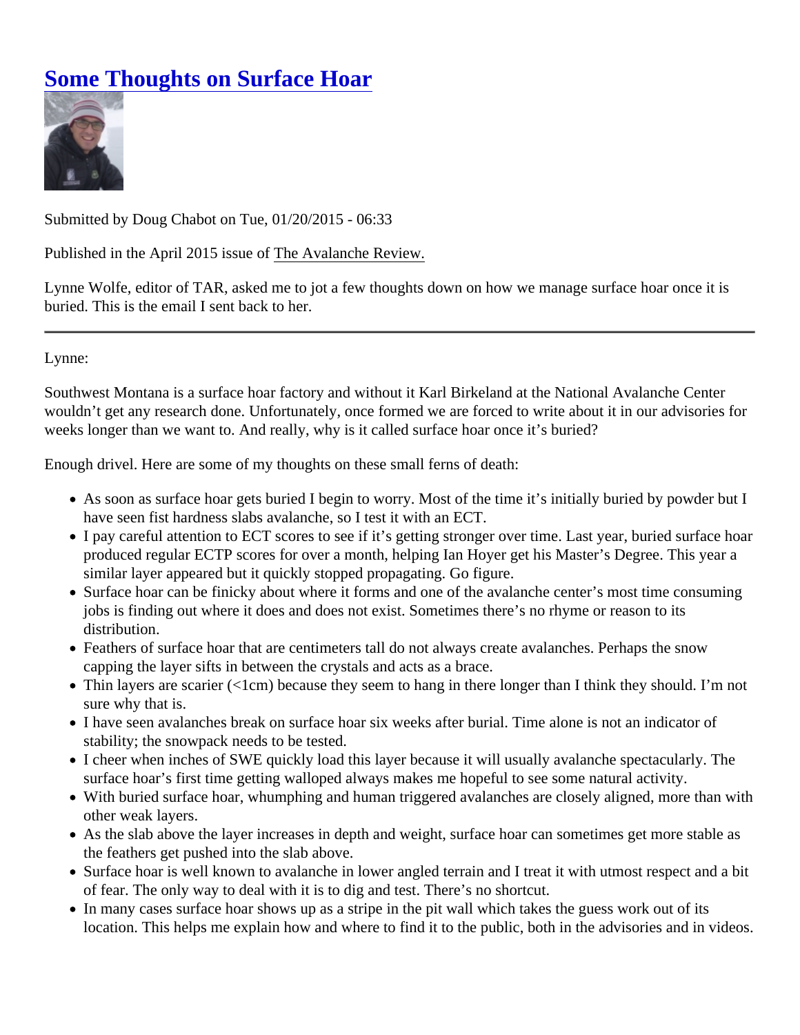# Some Thoughts on Surface Hoar

Submitted by Doug Chabot on Tue, 01/20/2015 - 06:33

Published in the April 2015 issue of The Avalanche Review.

Lynne Wolfe, editor of TAR, asked me to jot a few thoughts down on how we manage surface hoar once it is buried. This is the email I sent back to her.

---

Lynne:

Southwest Montana is a surface hoar factory and without it Karl Birkeland at the National Avalanche Center wouldn't get any research done. Unfortunately, once formed we are forced to write about it in our advisories for weeks longer than we want to. And really, why is it called surface hoar once it's buried?

Enough drivel. Here are some of my thoughts on these small ferns of death:

- As soon as surface hoar gets buried I begin to worry. Most of the time it's initially buried by powder but I have seen fist hardness slabs avalanche, so I test it with an ECT.
- I pay careful attention to ECT scores to see if it's getting stronger over time. Last year, buried surface hoar produced regular ECTP scores for over a month, helping Ian Hoyer get his Master's Degree. This year a similar layer appeared but it quickly stopped propagating. Go figure.
- Surface hoar can be finicky about where it forms and one of the avalanche center's most time consuming jobs is finding out where it does and does not exist. Sometimes there's no rhyme or reason to its distribution.
- Feathers of surface hoar that are centimeters tall do not always create avalanches. Perhaps the snow capping the layer sifts in between the crystals and acts as a brace.
- Thin layers are scarier (<1cm) because they seem to hang in there longer than I think they should. I'm not sure why that is.
- I have seen avalanches break on surface hoar six weeks after burial. Time alone is not an indicator of stability; the snowpack needs to be tested.
- I cheer when inches of SWE quickly load this layer because it will usually avalanche spectacularly. The surface hoar's first time getting walloped always makes me hopeful to see some natural activity.
- With buried surface hoar, whumphing and human triggered avalanches are closely aligned, more than with other weak layers.
- As the slab above the layer increases in depth and weight, surface hoar can sometimes get more stable as the feathers get pushed into the slab above.
- Surface hoar is well known to avalanche in lower angled terrain and I treat it with utmost respect and a bit of fear. The only way to deal with it is to dig and test. There's no shortcut.
- In many cases surface hoar shows up as a stripe in the pit wall which takes the guess work out of its location. This helps me explain how and where to find it to the public, both in the advisories and in videos.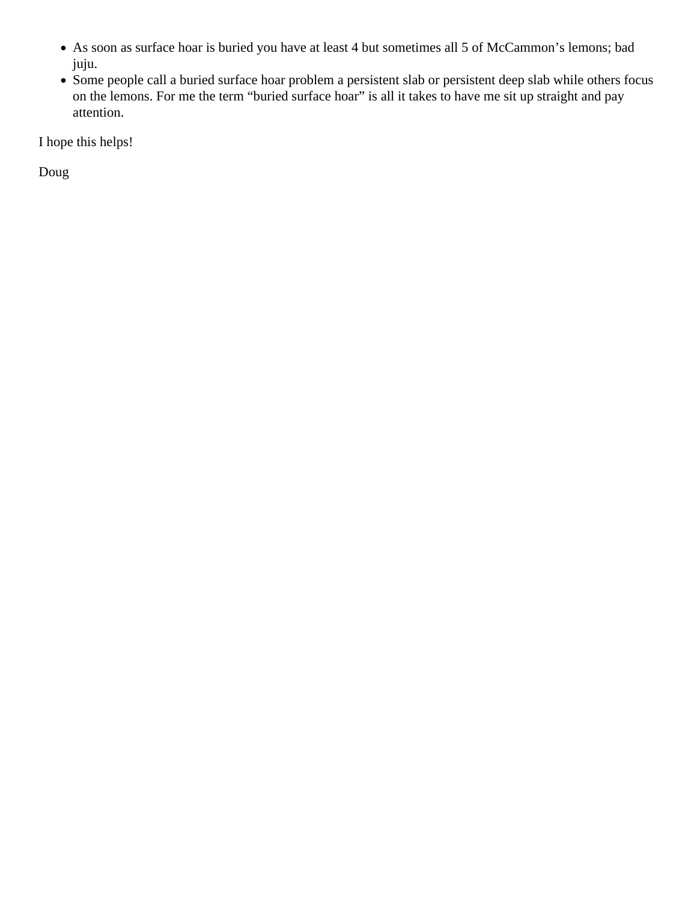- As soon as surface hoar is buried you have at least 4 but sometimes all 5 of McCammon's lemons; bad juju.
- Some people call a buried surface hoar problem a persistent slab or persistent deep slab while others focus on the lemons. For me the term "buried surface hoar" is all it takes to have me sit up straight and pay attention.

I hope this helps!

Doug